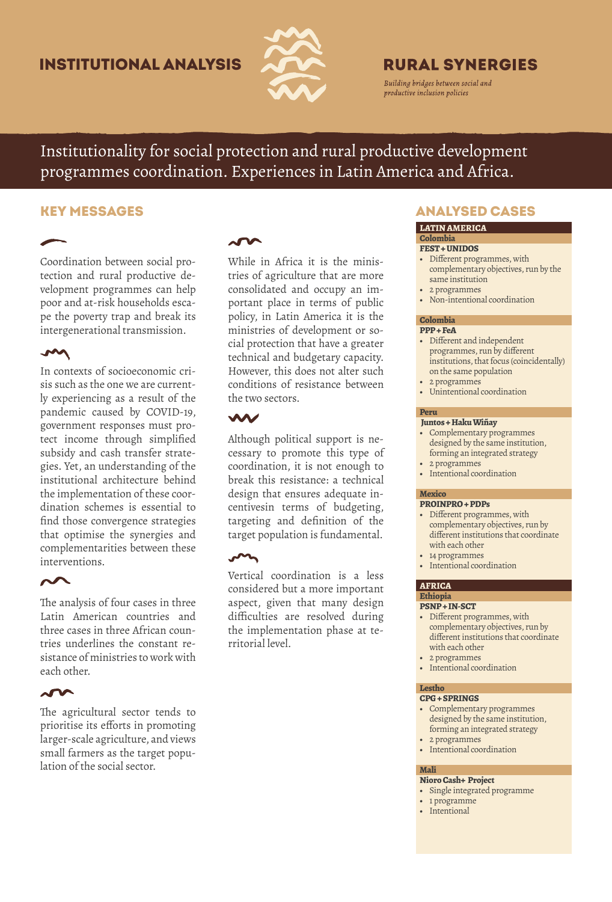INSTITUTIONAL ANALYSIS

RURAL SYNERGIES

*Building bridges between social and productive inclusion policies*

# Institutionality for social protection and rural productive development programmes coordination. Experiences in Latin America and Africa.

## KEY MESSAGES

Coordination between social protection and rural productive development programmes can help poor and at-risk households escape the poverty trap and break its intergenerational transmission.

In contexts of socioeconomic crisis such as the one we are currently experiencing as a result of the pandemic caused by COVID-19, government responses must protect income through simplified subsidy and cash transfer strategies. Yet, an understanding of the institutional architecture behind the implementation of these coordination schemes is essential to find those convergence strategies that optimise the synergies and complementarities between these interventions.

The analysis of four cases in three Latin American countries and three cases in three African countries underlines the constant resistance of ministries to work with each other.

The agricultural sector tends to prioritise its efforts in promoting larger-scale agriculture, and views small farmers as the target population of the social sector.

While in Africa it is the ministries of agriculture that are more consolidated and occupy an important place in terms of public policy, in Latin America it is the ministries of development or social protection that have a greater technical and budgetary capacity. However, this does not alter such conditions of resistance between the two sectors.

Although political support is necessary to promote this type of coordination, it is not enough to break this resistance: a technical design that ensures adequate incentivesin terms of budgeting, targeting and definition of the target population is fundamental.

Vertical coordination is a less considered but a more important aspect, given that many design difficulties are resolved during the implementation phase at territorial level.

## ANALYSED CASES

### LATIN AMERICA

**Colombia**

**FEST + UNIDOS**
- Different programmes, with complementary objectives, run by the same institution
- 2 programmes
- Non-intentional coordination

**Colombia**

**PPP + FeA**
- Different and independent programmes, run by different institutions, that focus (coincidentally) on the same population
- 2 programmes
- Unintentional coordination

**Peru**

**Juntos + Haku Wiñay**
- Complementary programmes designed by the same institution, forming an integrated strategy
- 2 programmes
- Intentional coordination

**Mexico**

**PROINPRO + PDPs**
- Different programmes, with complementary objectives, run by different institutions that coordinate with each other
- 14 programmes
- Intentional coordination

### AFRICA

**Ethiopia**

**PSNP + IN-SCT**
- Different programmes, with complementary objectives, run by different institutions that coordinate with each other
- 2 programmes
- Intentional coordination

**Lestho**

**CPG + SPRINGS**
- Complementary programmes designed by the same institution, forming an integrated strategy
- 2 programmes
- Intentional coordination

**Mali**

**Nioro Cash+ Project**
- Single integrated programme
- 1 programme
- Intentional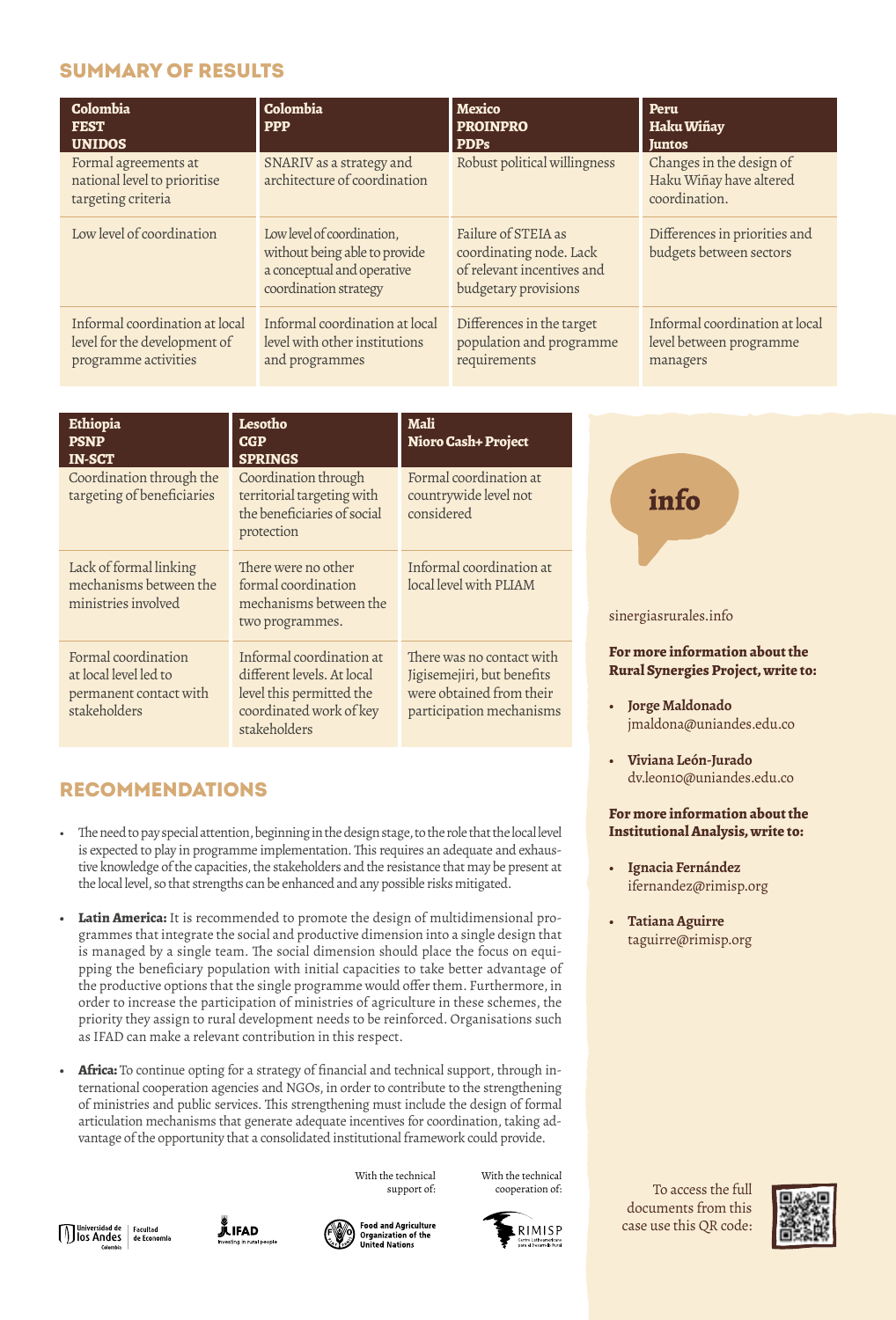## SUMMARY OF RESULTS

| Colombia FEST UNIDOS | Colombia PPP | Mexico PROINPRO PDPs | Peru Haku Wiñay Juntos |
|---|---|---|---|
| Formal agreements at national level to prioritise targeting criteria | SNARIV as a strategy and architecture of coordination | Robust political willingness | Changes in the design of Haku Wiñay have altered coordination. |
| Low level of coordination | Low level of coordination, without being able to provide a conceptual and operative coordination strategy | Failure of STEIA as coordinating node. Lack of relevant incentives and budgetary provisions | Differences in priorities and budgets between sectors |
| Informal coordination at local level for the development of programme activities | Informal coordination at local level with other institutions and programmes | Differences in the target population and programme requirements | Informal coordination at local level between programme managers |

| Ethiopia PSNP IN-SCT | Lesotho CGP SPRINGS | Mali Nioro Cash+ Project |
|---|---|---|
| Coordination through the targeting of beneficiaries | Coordination through territorial targeting with the beneficiaries of social protection | Formal coordination at countrywide level not considered |
| Lack of formal linking mechanisms between the ministries involved | There were no other formal coordination mechanisms between the two programmes. | Informal coordination at local level with PLIAM |
| Formal coordination at local level led to permanent contact with stakeholders | Informal coordination at different levels. At local level this permitted the coordinated work of key stakeholders | There was no contact with Jigisemejiri, but benefits were obtained from their participation mechanisms |

## RECOMMENDATIONS

- The need to pay special attention, beginning in the design stage, to the role that the local level is expected to play in programme implementation. This requires an adequate and exhaustive knowledge of the capacities, the stakeholders and the resistance that may be present at the local level, so that strengths can be enhanced and any possible risks mitigated.
- **Latin America:** It is recommended to promote the design of multidimensional programmes that integrate the social and productive dimension into a single design that is managed by a single team. The social dimension should place the focus on equipping the beneficiary population with initial capacities to take better advantage of the productive options that the single programme would offer them. Furthermore, in order to increase the participation of ministries of agriculture in these schemes, the priority they assign to rural development needs to be reinforced. Organisations such as IFAD can make a relevant contribution in this respect.
- **Africa:** To continue opting for a strategy of financial and technical support, through international cooperation agencies and NGOs, in order to contribute to the strengthening of ministries and public services. This strengthening must include the design of formal articulation mechanisms that generate adequate incentives for coordination, taking advantage of the opportunity that a consolidated institutional framework could provide.

**info**

sinergiasrurales.info

**For more information about the Rural Synergies Project, write to:**

- **Jorge Maldonado**
  jmaldona@uniandes.edu.co
- **Viviana León-Jurado**
  dv.leon10@uniandes.edu.co

**For more information about the Institutional Analysis, write to:**

- **Ignacia Fernández**
  ifernandez@rimisp.org
- **Tatiana Aguirre**
  taguirre@rimisp.org

Universidad de los Andes Colombia | Facultad de Economía

IFAD Investing in rural people

With the technical support of: Food and Agriculture Organization of the United Nations

With the technical cooperation of: RIMISP Centro Latinoamericano para el Desarrollo Rural

To access the full documents from this case use this QR code: